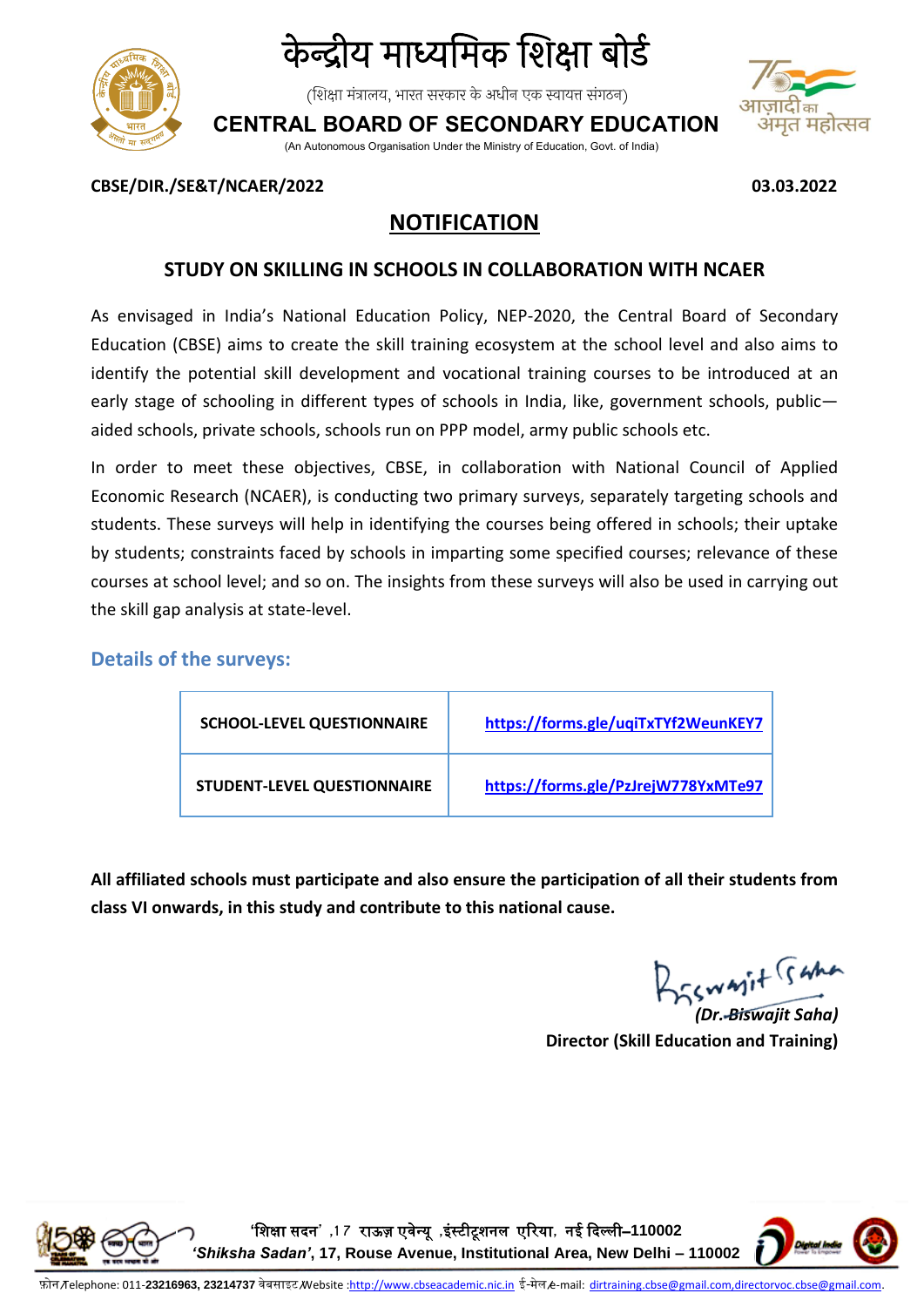# केन्द्रीय माध्यमिक शिक्षा बोर्ड

(शिक्षा मंत्रालय, भारत सरकार के अधीन एक स्वायत्त संगठन)

# CENTRAL BOARD OF SECONDARY EDUCATION

(An Autonomous Organisation Under the Ministry of Education, Govt. of India)

**CBSE/DIR./SE&T/NCAER/2022** **03.03.2022**

## NOTIFICATION

### STUDY ON SKILLING IN SCHOOLS IN COLLABORATION WITH NCAER

As envisaged in India's National Education Policy, NEP-2020, the Central Board of Secondary Education (CBSE) aims to create the skill training ecosystem at the school level and also aims to identify the potential skill development and vocational training courses to be introduced at an early stage of schooling in different types of schools in India, like, government schools, public—aided schools, private schools, schools run on PPP model, army public schools etc.

In order to meet these objectives, CBSE, in collaboration with National Council of Applied Economic Research (NCAER), is conducting two primary surveys, separately targeting schools and students. These surveys will help in identifying the courses being offered in schools; their uptake by students; constraints faced by schools in imparting some specified courses; relevance of these courses at school level; and so on. The insights from these surveys will also be used in carrying out the skill gap analysis at state-level.

### Details of the surveys:

| | |
|---|---|
| **SCHOOL-LEVEL QUESTIONNAIRE** | https://forms.gle/uqiTxTYf2WeunKEY7 |
| **STUDENT-LEVEL QUESTIONNAIRE** | https://forms.gle/PzJrejW778YxMTe97 |

**All affiliated schools must participate and also ensure the participation of all their students from class VI onwards, in this study and contribute to this national cause.**

*(Dr. Biswajit Saha)*

**Director (Skill Education and Training)**

'शिक्षा सदन' ,17 राऊज़ एवेन्यू ,इंस्टीट्यूशनल एरिया, नई दिल्ली–110002

***'Shiksha Sadan'*, 17, Rouse Avenue, Institutional Area, New Delhi – 110002**

फ़ोन/Telephone: 011-**23216963, 23214737** वेबसाइट/Website :http://www.cbseacademic.nic.in ई-मेल/e-mail: dirtraining.cbse@gmail.com,directorvoc.cbse@gmail.com.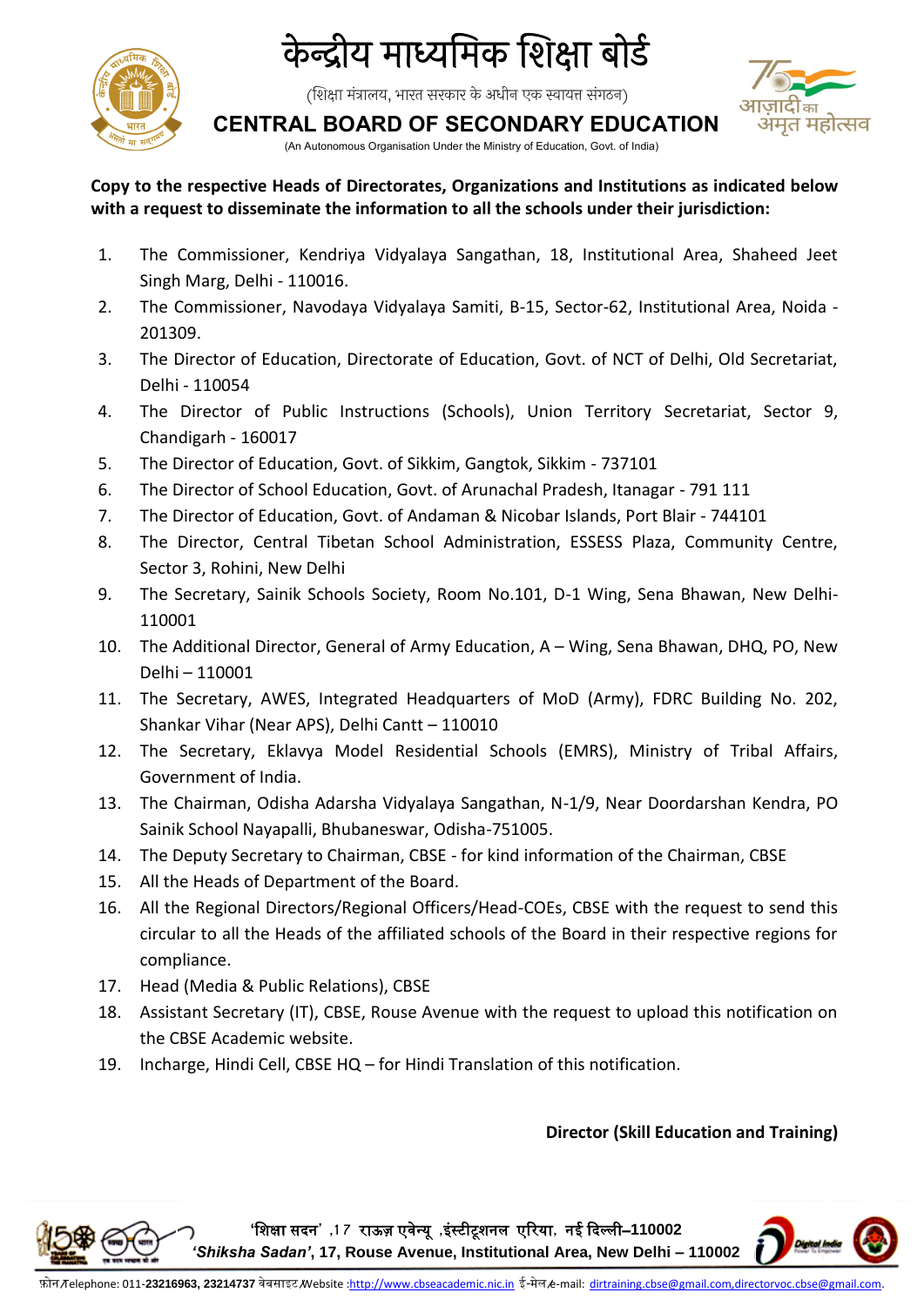# केन्द्रीय माध्यमिक शिक्षा बोर्ड

(शिक्षा मंत्रालय, भारत सरकार के अधीन एक स्वायत्त संगठन)

# CENTRAL BOARD OF SECONDARY EDUCATION

(An Autonomous Organisation Under the Ministry of Education, Govt. of India)

**Copy to the respective Heads of Directorates, Organizations and Institutions as indicated below with a request to disseminate the information to all the schools under their jurisdiction:**

1. The Commissioner, Kendriya Vidyalaya Sangathan, 18, Institutional Area, Shaheed Jeet Singh Marg, Delhi - 110016.
2. The Commissioner, Navodaya Vidyalaya Samiti, B-15, Sector-62, Institutional Area, Noida - 201309.
3. The Director of Education, Directorate of Education, Govt. of NCT of Delhi, Old Secretariat, Delhi - 110054
4. The Director of Public Instructions (Schools), Union Territory Secretariat, Sector 9, Chandigarh - 160017
5. The Director of Education, Govt. of Sikkim, Gangtok, Sikkim - 737101
6. The Director of School Education, Govt. of Arunachal Pradesh, Itanagar - 791 111
7. The Director of Education, Govt. of Andaman & Nicobar Islands, Port Blair - 744101
8. The Director, Central Tibetan School Administration, ESSESS Plaza, Community Centre, Sector 3, Rohini, New Delhi
9. The Secretary, Sainik Schools Society, Room No.101, D-1 Wing, Sena Bhawan, New Delhi-110001
10. The Additional Director, General of Army Education, A – Wing, Sena Bhawan, DHQ, PO, New Delhi – 110001
11. The Secretary, AWES, Integrated Headquarters of MoD (Army), FDRC Building No. 202, Shankar Vihar (Near APS), Delhi Cantt – 110010
12. The Secretary, Eklavya Model Residential Schools (EMRS), Ministry of Tribal Affairs, Government of India.
13. The Chairman, Odisha Adarsha Vidyalaya Sangathan, N-1/9, Near Doordarshan Kendra, PO Sainik School Nayapalli, Bhubaneswar, Odisha-751005.
14. The Deputy Secretary to Chairman, CBSE - for kind information of the Chairman, CBSE
15. All the Heads of Department of the Board.
16. All the Regional Directors/Regional Officers/Head-COEs, CBSE with the request to send this circular to all the Heads of the affiliated schools of the Board in their respective regions for compliance.
17. Head (Media & Public Relations), CBSE
18. Assistant Secretary (IT), CBSE, Rouse Avenue with the request to upload this notification on the CBSE Academic website.
19. Incharge, Hindi Cell, CBSE HQ – for Hindi Translation of this notification.

**Director (Skill Education and Training)**

'शिक्षा सदन' ,17 राऊज़ एवेन्यू ,इंस्टीट्यूशनल एरिया, नई दिल्ली–110002
*'Shiksha Sadan'*, 17, Rouse Avenue, Institutional Area, New Delhi – 110002

फ़ोन/Telephone: 011-**23216963, 23214737** वेबसाइट/Website :http://www.cbseacademic.nic.in ई-मेल/e-mail: dirtraining.cbse@gmail.com,directorvoc.cbse@gmail.com.